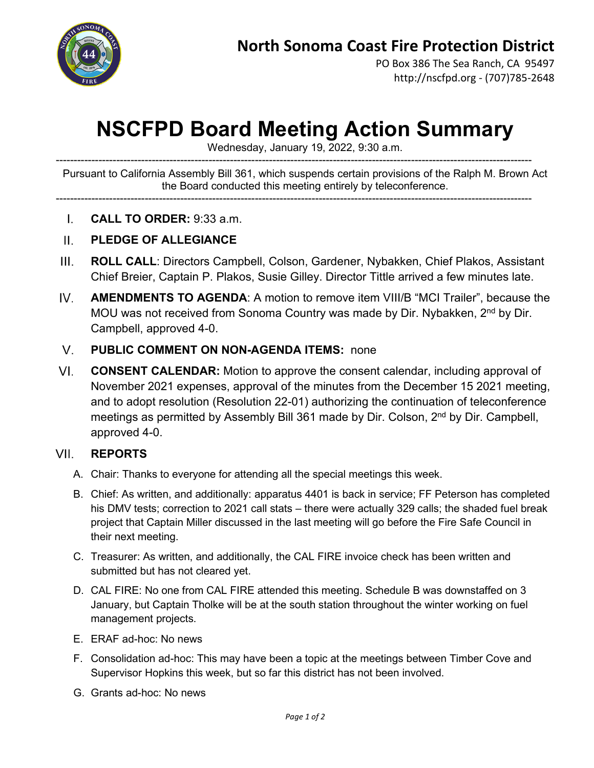## North Sonoma Coast Fire Protection District

PO Box 386 The Sea Ranch, CA 95497
http://nscfpd.org - (707)785-2648

# NSCFPD Board Meeting Action Summary

Wednesday, January 19, 2022, 9:30 a.m.

---

Pursuant to California Assembly Bill 361, which suspends certain provisions of the Ralph M. Brown Act the Board conducted this meeting entirely by teleconference.

---

I. **CALL TO ORDER:** 9:33 a.m.

II. **PLEDGE OF ALLEGIANCE**

III. **ROLL CALL**: Directors Campbell, Colson, Gardener, Nybakken, Chief Plakos, Assistant Chief Breier, Captain P. Plakos, Susie Gilley. Director Tittle arrived a few minutes late.

IV. **AMENDMENTS TO AGENDA**: A motion to remove item VIII/B "MCI Trailer", because the MOU was not received from Sonoma Country was made by Dir. Nybakken, 2nd by Dir. Campbell, approved 4-0.

V. **PUBLIC COMMENT ON NON-AGENDA ITEMS:** none

VI. **CONSENT CALENDAR:** Motion to approve the consent calendar, including approval of November 2021 expenses, approval of the minutes from the December 15 2021 meeting, and to adopt resolution (Resolution 22-01) authorizing the continuation of teleconference meetings as permitted by Assembly Bill 361 made by Dir. Colson, 2nd by Dir. Campbell, approved 4-0.

VII. **REPORTS**

A. Chair: Thanks to everyone for attending all the special meetings this week.

B. Chief: As written, and additionally: apparatus 4401 is back in service; FF Peterson has completed his DMV tests; correction to 2021 call stats – there were actually 329 calls; the shaded fuel break project that Captain Miller discussed in the last meeting will go before the Fire Safe Council in their next meeting.

C. Treasurer: As written, and additionally, the CAL FIRE invoice check has been written and submitted but has not cleared yet.

D. CAL FIRE: No one from CAL FIRE attended this meeting. Schedule B was downstaffed on 3 January, but Captain Tholke will be at the south station throughout the winter working on fuel management projects.

E. ERAF ad-hoc: No news

F. Consolidation ad-hoc: This may have been a topic at the meetings between Timber Cove and Supervisor Hopkins this week, but so far this district has not been involved.

G. Grants ad-hoc: No news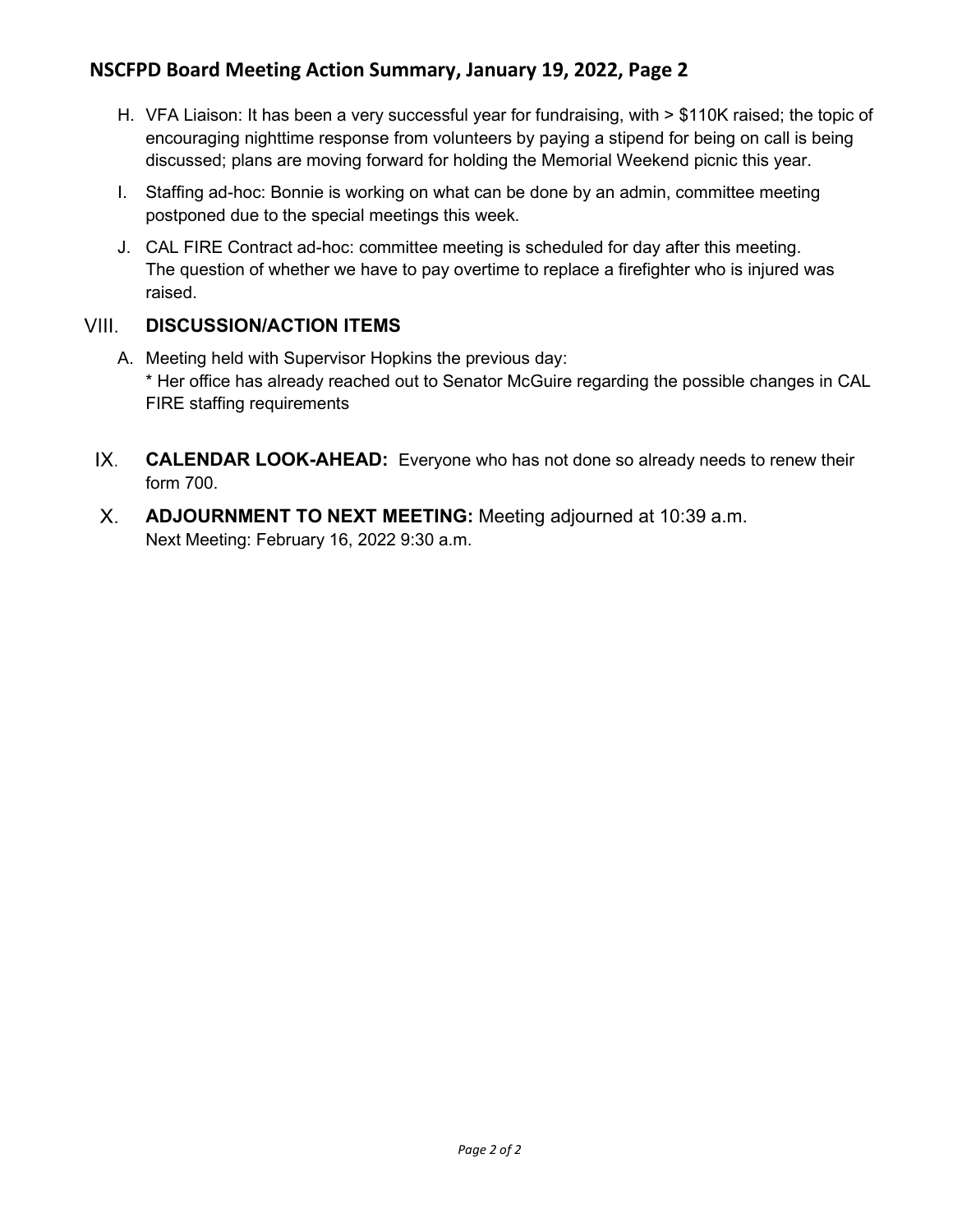H. VFA Liaison: It has been a very successful year for fundraising, with > $110K raised; the topic of encouraging nighttime response from volunteers by paying a stipend for being on call is being discussed; plans are moving forward for holding the Memorial Weekend picnic this year.

I. Staffing ad-hoc: Bonnie is working on what can be done by an admin, committee meeting postponed due to the special meetings this week.

J. CAL FIRE Contract ad-hoc: committee meeting is scheduled for day after this meeting. The question of whether we have to pay overtime to replace a firefighter who is injured was raised.

## VIII. DISCUSSION/ACTION ITEMS

A. Meeting held with Supervisor Hopkins the previous day:
* Her office has already reached out to Senator McGuire regarding the possible changes in CAL FIRE staffing requirements

## IX. CALENDAR LOOK-AHEAD: Everyone who has not done so already needs to renew their form 700.

## X. ADJOURNMENT TO NEXT MEETING: Meeting adjourned at 10:39 a.m.

Next Meeting: February 16, 2022 9:30 a.m.